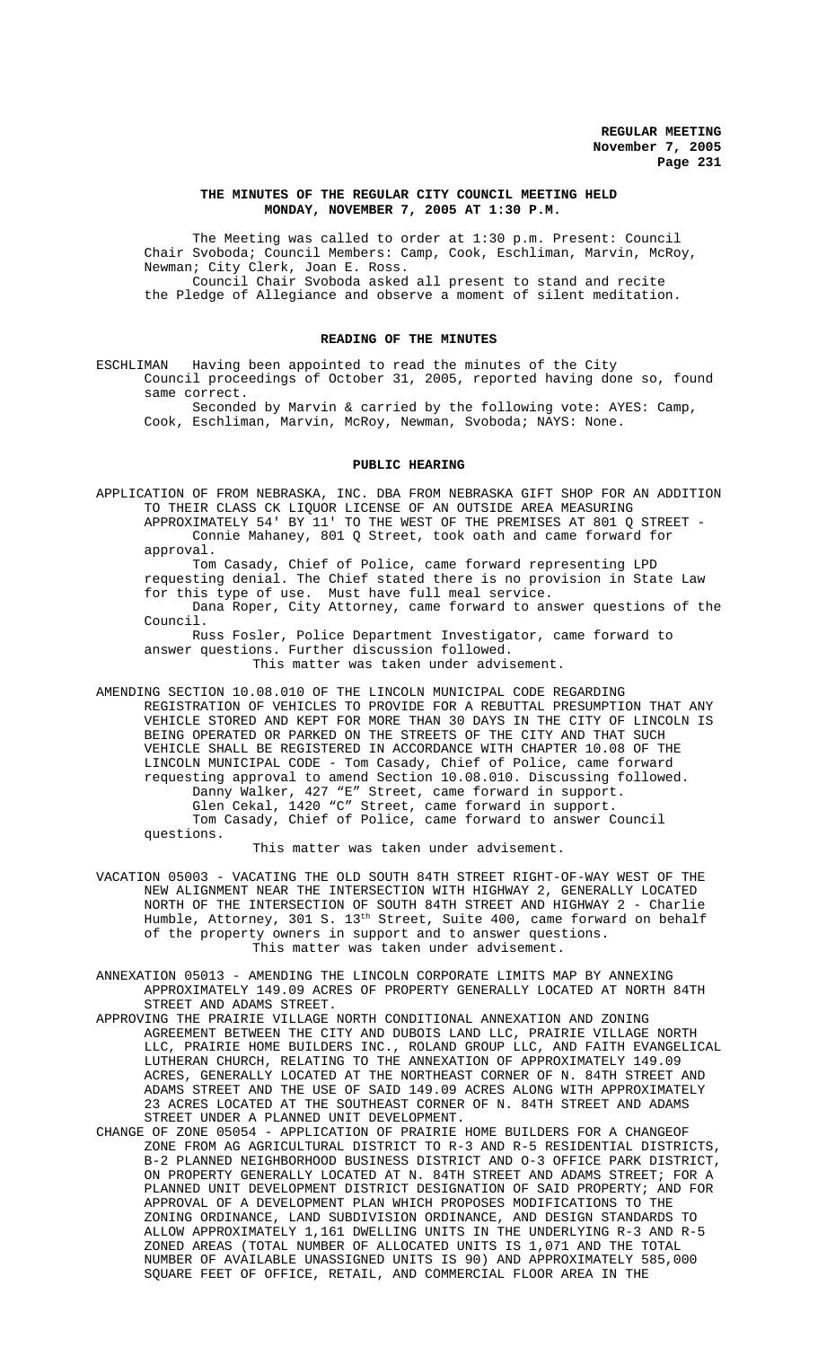**THE MINUTES OF THE REGULAR CITY COUNCIL MEETING HELD MONDAY, NOVEMBER 7, 2005 AT 1:30 P.M.**

The Meeting was called to order at 1:30 p.m. Present: Council Chair Svoboda; Council Members: Camp, Cook, Eschliman, Marvin, McRoy, Newman; City Clerk, Joan E. Ross.

Council Chair Svoboda asked all present to stand and recite the Pledge of Allegiance and observe a moment of silent meditation.

## READING OF THE MINUTES

ESCHLIMAN Having been appointed to read the minutes of the City Council proceedings of October 31, 2005, reported having done so, found same correct.

Seconded by Marvin & carried by the following vote: AYES: Camp, Cook, Eschliman, Marvin, McRoy, Newman, Svoboda; NAYS: None.

## PUBLIC HEARING

APPLICATION OF FROM NEBRASKA, INC. DBA FROM NEBRASKA GIFT SHOP FOR AN ADDITION TO THEIR CLASS CK LIQUOR LICENSE OF AN OUTSIDE AREA MEASURING APPROXIMATELY 54' BY 11' TO THE WEST OF THE PREMISES AT 801 Q STREET - Connie Mahaney, 801 Q Street, took oath and came forward for approval.

Tom Casady, Chief of Police, came forward representing LPD requesting denial. The Chief stated there is no provision in State Law for this type of use. Must have full meal service.

Dana Roper, City Attorney, came forward to answer questions of the Council.

Russ Fosler, Police Department Investigator, came forward to answer questions. Further discussion followed.

This matter was taken under advisement.

AMENDING SECTION 10.08.010 OF THE LINCOLN MUNICIPAL CODE REGARDING REGISTRATION OF VEHICLES TO PROVIDE FOR A REBUTTAL PRESUMPTION THAT ANY VEHICLE STORED AND KEPT FOR MORE THAN 30 DAYS IN THE CITY OF LINCOLN IS BEING OPERATED OR PARKED ON THE STREETS OF THE CITY AND THAT SUCH VEHICLE SHALL BE REGISTERED IN ACCORDANCE WITH CHAPTER 10.08 OF THE LINCOLN MUNICIPAL CODE - Tom Casady, Chief of Police, came forward requesting approval to amend Section 10.08.010. Discussing followed.

Danny Walker, 427 "E" Street, came forward in support.

Glen Cekal, 1420 "C" Street, came forward in support.

Tom Casady, Chief of Police, came forward to answer Council questions.

This matter was taken under advisement.

VACATION 05003 - VACATING THE OLD SOUTH 84TH STREET RIGHT-OF-WAY WEST OF THE NEW ALIGNMENT NEAR THE INTERSECTION WITH HIGHWAY 2, GENERALLY LOCATED NORTH OF THE INTERSECTION OF SOUTH 84TH STREET AND HIGHWAY 2 - Charlie Humble, Attorney, 301 S. 13th Street, Suite 400, came forward on behalf of the property owners in support and to answer questions.

This matter was taken under advisement.

ANNEXATION 05013 - AMENDING THE LINCOLN CORPORATE LIMITS MAP BY ANNEXING APPROXIMATELY 149.09 ACRES OF PROPERTY GENERALLY LOCATED AT NORTH 84TH STREET AND ADAMS STREET.

APPROVING THE PRAIRIE VILLAGE NORTH CONDITIONAL ANNEXATION AND ZONING AGREEMENT BETWEEN THE CITY AND DUBOIS LAND LLC, PRAIRIE VILLAGE NORTH LLC, PRAIRIE HOME BUILDERS INC., ROLAND GROUP LLC, AND FAITH EVANGELICAL LUTHERAN CHURCH, RELATING TO THE ANNEXATION OF APPROXIMATELY 149.09 ACRES, GENERALLY LOCATED AT THE NORTHEAST CORNER OF N. 84TH STREET AND ADAMS STREET AND THE USE OF SAID 149.09 ACRES ALONG WITH APPROXIMATELY 23 ACRES LOCATED AT THE SOUTHEAST CORNER OF N. 84TH STREET AND ADAMS STREET UNDER A PLANNED UNIT DEVELOPMENT.

CHANGE OF ZONE 05054 - APPLICATION OF PRAIRIE HOME BUILDERS FOR A CHANGEOF ZONE FROM AG AGRICULTURAL DISTRICT TO R-3 AND R-5 RESIDENTIAL DISTRICTS, B-2 PLANNED NEIGHBORHOOD BUSINESS DISTRICT AND O-3 OFFICE PARK DISTRICT, ON PROPERTY GENERALLY LOCATED AT N. 84TH STREET AND ADAMS STREET; FOR A PLANNED UNIT DEVELOPMENT DISTRICT DESIGNATION OF SAID PROPERTY; AND FOR APPROVAL OF A DEVELOPMENT PLAN WHICH PROPOSES MODIFICATIONS TO THE ZONING ORDINANCE, LAND SUBDIVISION ORDINANCE, AND DESIGN STANDARDS TO ALLOW APPROXIMATELY 1,161 DWELLING UNITS IN THE UNDERLYING R-3 AND R-5 ZONED AREAS (TOTAL NUMBER OF ALLOCATED UNITS IS 1,071 AND THE TOTAL NUMBER OF AVAILABLE UNASSIGNED UNITS IS 90) AND APPROXIMATELY 585,000 SQUARE FEET OF OFFICE, RETAIL, AND COMMERCIAL FLOOR AREA IN THE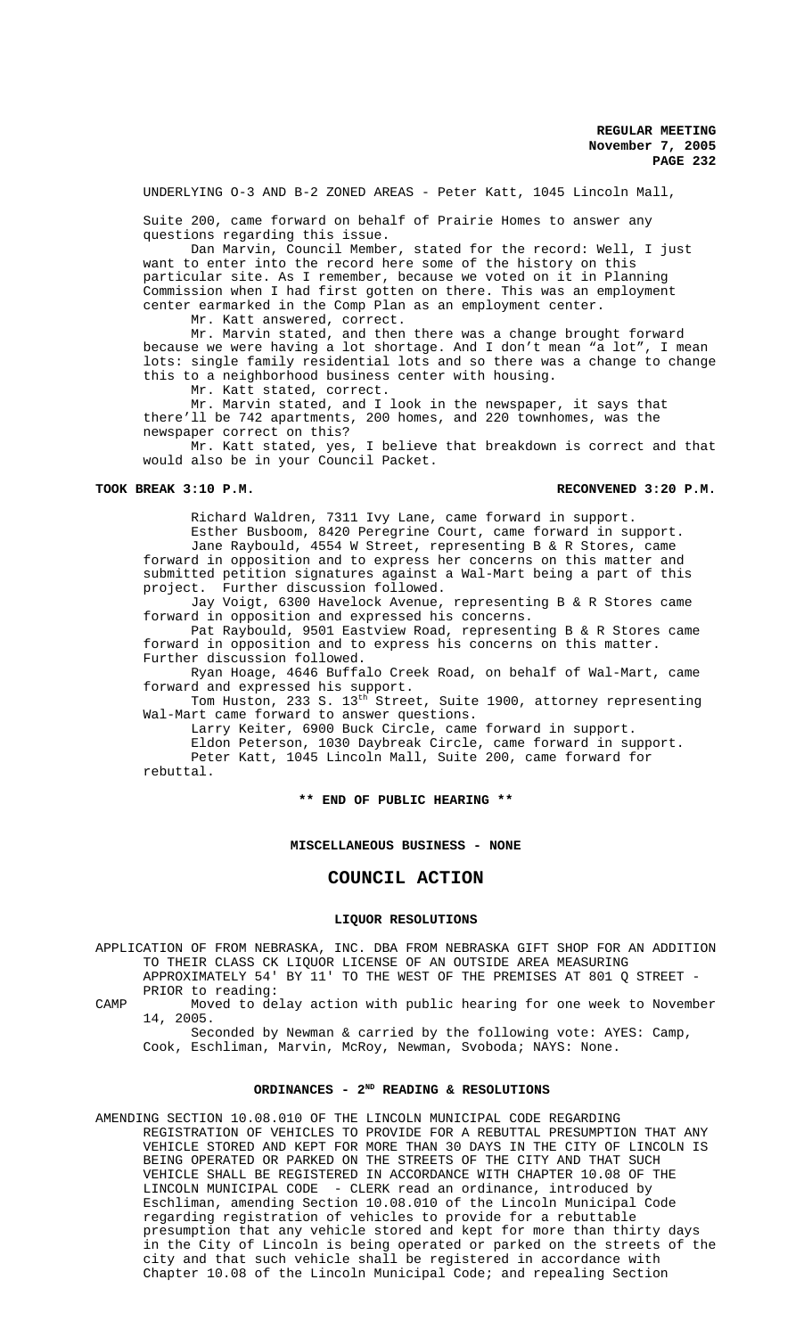UNDERLYING O-3 AND B-2 ZONED AREAS - Peter Katt, 1045 Lincoln Mall, Suite 200, came forward on behalf of Prairie Homes to answer any questions regarding this issue.

Dan Marvin, Council Member, stated for the record: Well, I just want to enter into the record here some of the history on this particular site. As I remember, because we voted on it in Planning Commission when I had first gotten on there. This was an employment center earmarked in the Comp Plan as an employment center.

Mr. Katt answered, correct.

Mr. Marvin stated, and then there was a change brought forward because we were having a lot shortage. And I don't mean "a lot", I mean lots: single family residential lots and so there was a change to change this to a neighborhood business center with housing.

Mr. Katt stated, correct.

Mr. Marvin stated, and I look in the newspaper, it says that there'll be 742 apartments, 200 homes, and 220 townhomes, was the newspaper correct on this?

Mr. Katt stated, yes, I believe that breakdown is correct and that would also be in your Council Packet.

**TOOK BREAK 3:10 P.M.** **RECONVENED 3:20 P.M.**

Richard Waldren, 7311 Ivy Lane, came forward in support.

Esther Busboom, 8420 Peregrine Court, came forward in support.

Jane Raybould, 4554 W Street, representing B & R Stores, came forward in opposition and to express her concerns on this matter and submitted petition signatures against a Wal-Mart being a part of this project. Further discussion followed.

Jay Voigt, 6300 Havelock Avenue, representing B & R Stores came forward in opposition and expressed his concerns.

Pat Raybould, 9501 Eastview Road, representing B & R Stores came forward in opposition and to express his concerns on this matter. Further discussion followed.

Ryan Hoage, 4646 Buffalo Creek Road, on behalf of Wal-Mart, came forward and expressed his support.

Tom Huston, 233 S. 13th Street, Suite 1900, attorney representing Wal-Mart came forward to answer questions.

Larry Keiter, 6900 Buck Circle, came forward in support.

Eldon Peterson, 1030 Daybreak Circle, came forward in support.

Peter Katt, 1045 Lincoln Mall, Suite 200, came forward for rebuttal.

**\*\* END OF PUBLIC HEARING \*\***

**MISCELLANEOUS BUSINESS - NONE**

## COUNCIL ACTION

### LIQUOR RESOLUTIONS

APPLICATION OF FROM NEBRASKA, INC. DBA FROM NEBRASKA GIFT SHOP FOR AN ADDITION TO THEIR CLASS CK LIQUOR LICENSE OF AN OUTSIDE AREA MEASURING APPROXIMATELY 54' BY 11' TO THE WEST OF THE PREMISES AT 801 Q STREET - PRIOR to reading:

CAMP Moved to delay action with public hearing for one week to November 14, 2005.

Seconded by Newman & carried by the following vote: AYES: Camp, Cook, Eschliman, Marvin, McRoy, Newman, Svoboda; NAYS: None.

### ORDINANCES - 2ND READING & RESOLUTIONS

AMENDING SECTION 10.08.010 OF THE LINCOLN MUNICIPAL CODE REGARDING REGISTRATION OF VEHICLES TO PROVIDE FOR A REBUTTAL PRESUMPTION THAT ANY VEHICLE STORED AND KEPT FOR MORE THAN 30 DAYS IN THE CITY OF LINCOLN IS BEING OPERATED OR PARKED ON THE STREETS OF THE CITY AND THAT SUCH VEHICLE SHALL BE REGISTERED IN ACCORDANCE WITH CHAPTER 10.08 OF THE LINCOLN MUNICIPAL CODE - CLERK read an ordinance, introduced by Eschliman, amending Section 10.08.010 of the Lincoln Municipal Code regarding registration of vehicles to provide for a rebuttable presumption that any vehicle stored and kept for more than thirty days in the City of Lincoln is being operated or parked on the streets of the city and that such vehicle shall be registered in accordance with Chapter 10.08 of the Lincoln Municipal Code; and repealing Section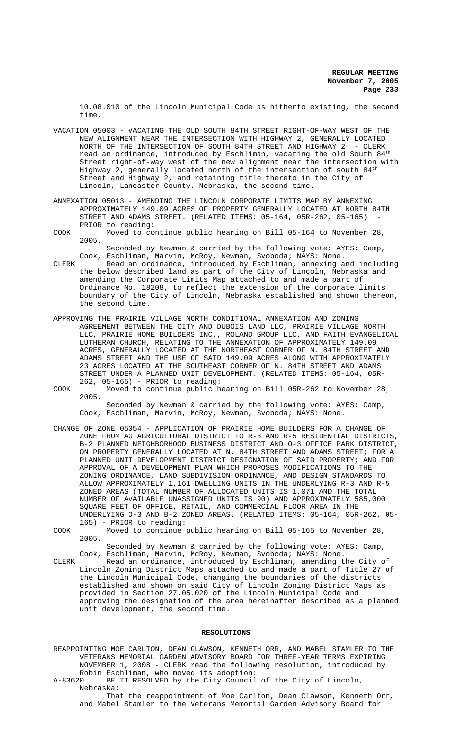10.08.010 of the Lincoln Municipal Code as hitherto existing, the second time.

VACATION 05003 - VACATING THE OLD SOUTH 84TH STREET RIGHT-OF-WAY WEST OF THE NEW ALIGNMENT NEAR THE INTERSECTION WITH HIGHWAY 2, GENERALLY LOCATED NORTH OF THE INTERSECTION OF SOUTH 84TH STREET AND HIGHWAY 2 - CLERK read an ordinance, introduced by Eschliman, vacating the old South 84th Street right-of-way west of the new alignment near the intersection with Highway 2, generally located north of the intersection of south 84th Street and Highway 2, and retaining title thereto in the City of Lincoln, Lancaster County, Nebraska, the second time.

ANNEXATION 05013 - AMENDING THE LINCOLN CORPORATE LIMITS MAP BY ANNEXING APPROXIMATELY 149.09 ACRES OF PROPERTY GENERALLY LOCATED AT NORTH 84TH STREET AND ADAMS STREET. (RELATED ITEMS: 05-164, 05R-262, 05-165) - PRIOR to reading:

COOK Moved to continue public hearing on Bill 05-164 to November 28, 2005.

Seconded by Newman & carried by the following vote: AYES: Camp, Cook, Eschliman, Marvin, McRoy, Newman, Svoboda; NAYS: None.

CLERK Read an ordinance, introduced by Eschliman, annexing and including the below described land as part of the City of Lincoln, Nebraska and amending the Corporate Limits Map attached to and made a part of Ordinance No. 18208, to reflect the extension of the corporate limits boundary of the City of Lincoln, Nebraska established and shown thereon, the second time.

APPROVING THE PRAIRIE VILLAGE NORTH CONDITIONAL ANNEXATION AND ZONING AGREEMENT BETWEEN THE CITY AND DUBOIS LAND LLC, PRAIRIE VILLAGE NORTH LLC, PRAIRIE HOME BUILDERS INC., ROLAND GROUP LLC, AND FAITH EVANGELICAL LUTHERAN CHURCH, RELATING TO THE ANNEXATION OF APPROXIMATELY 149.09 ACRES, GENERALLY LOCATED AT THE NORTHEAST CORNER OF N. 84TH STREET AND ADAMS STREET AND THE USE OF SAID 149.09 ACRES ALONG WITH APPROXIMATELY 23 ACRES LOCATED AT THE SOUTHEAST CORNER OF N. 84TH STREET AND ADAMS STREET UNDER A PLANNED UNIT DEVELOPMENT. (RELATED ITEMS: 05-164, 05R-262, 05-165) - PRIOR to reading:

COOK Moved to continue public hearing on Bill 05R-262 to November 28, 2005.

Seconded by Newman & carried by the following vote: AYES: Camp, Cook, Eschliman, Marvin, McRoy, Newman, Svoboda; NAYS: None.

CHANGE OF ZONE 05054 - APPLICATION OF PRAIRIE HOME BUILDERS FOR A CHANGE OF ZONE FROM AG AGRICULTURAL DISTRICT TO R-3 AND R-5 RESIDENTIAL DISTRICTS, B-2 PLANNED NEIGHBORHOOD BUSINESS DISTRICT AND O-3 OFFICE PARK DISTRICT, ON PROPERTY GENERALLY LOCATED AT N. 84TH STREET AND ADAMS STREET; FOR A PLANNED UNIT DEVELOPMENT DISTRICT DESIGNATION OF SAID PROPERTY; AND FOR APPROVAL OF A DEVELOPMENT PLAN WHICH PROPOSES MODIFICATIONS TO THE ZONING ORDINANCE, LAND SUBDIVISION ORDINANCE, AND DESIGN STANDARDS TO ALLOW APPROXIMATELY 1,161 DWELLING UNITS IN THE UNDERLYING R-3 AND R-5 ZONED AREAS (TOTAL NUMBER OF ALLOCATED UNITS IS 1,071 AND THE TOTAL NUMBER OF AVAILABLE UNASSIGNED UNITS IS 90) AND APPROXIMATELY 585,000 SQUARE FEET OF OFFICE, RETAIL, AND COMMERCIAL FLOOR AREA IN THE UNDERLYING O-3 AND B-2 ZONED AREAS. (RELATED ITEMS: 05-164, 05R-262, 05-165) - PRIOR to reading:

COOK Moved to continue public hearing on Bill 05-165 to November 28, 2005.

Seconded by Newman & carried by the following vote: AYES: Camp, Cook, Eschliman, Marvin, McRoy, Newman, Svoboda; NAYS: None.

CLERK Read an ordinance, introduced by Eschliman, amending the City of Lincoln Zoning District Maps attached to and made a part of Title 27 of the Lincoln Municipal Code, changing the boundaries of the districts established and shown on said City of Lincoln Zoning District Maps as provided in Section 27.05.020 of the Lincoln Municipal Code and approving the designation of the area hereinafter described as a planned unit development, the second time.

## RESOLUTIONS

REAPPOINTING MOE CARLTON, DEAN CLAWSON, KENNETH ORR, AND MABEL STAMLER TO THE VETERANS MEMORIAL GARDEN ADVISORY BOARD FOR THREE-YEAR TERMS EXPIRING NOVEMBER 1, 2008 - CLERK read the following resolution, introduced by Robin Eschliman, who moved its adoption:

A-83620 BE IT RESOLVED by the City Council of the City of Lincoln, Nebraska:

That the reappointment of Moe Carlton, Dean Clawson, Kenneth Orr, and Mabel Stamler to the Veterans Memorial Garden Advisory Board for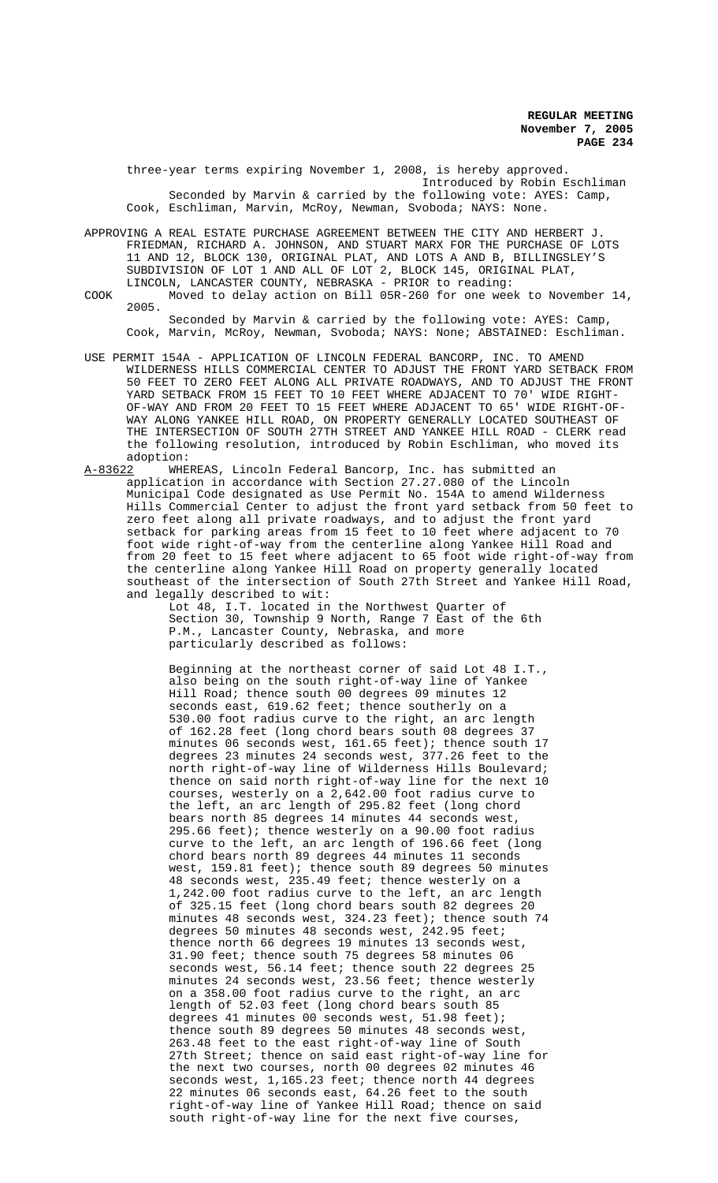three-year terms expiring November 1, 2008, is hereby approved.

Introduced by Robin Eschliman

Seconded by Marvin & carried by the following vote: AYES: Camp, Cook, Eschliman, Marvin, McRoy, Newman, Svoboda; NAYS: None.

APPROVING A REAL ESTATE PURCHASE AGREEMENT BETWEEN THE CITY AND HERBERT J. FRIEDMAN, RICHARD A. JOHNSON, AND STUART MARX FOR THE PURCHASE OF LOTS 11 AND 12, BLOCK 130, ORIGINAL PLAT, AND LOTS A AND B, BILLINGSLEY'S SUBDIVISION OF LOT 1 AND ALL OF LOT 2, BLOCK 145, ORIGINAL PLAT, LINCOLN, LANCASTER COUNTY, NEBRASKA - PRIOR to reading:

COOK Moved to delay action on Bill 05R-260 for one week to November 14, 2005.

Seconded by Marvin & carried by the following vote: AYES: Camp, Cook, Marvin, McRoy, Newman, Svoboda; NAYS: None; ABSTAINED: Eschliman.

USE PERMIT 154A - APPLICATION OF LINCOLN FEDERAL BANCORP, INC. TO AMEND WILDERNESS HILLS COMMERCIAL CENTER TO ADJUST THE FRONT YARD SETBACK FROM 50 FEET TO ZERO FEET ALONG ALL PRIVATE ROADWAYS, AND TO ADJUST THE FRONT YARD SETBACK FROM 15 FEET TO 10 FEET WHERE ADJACENT TO 70' WIDE RIGHT-OF-WAY AND FROM 20 FEET TO 15 FEET WHERE ADJACENT TO 65' WIDE RIGHT-OF-WAY ALONG YANKEE HILL ROAD, ON PROPERTY GENERALLY LOCATED SOUTHEAST OF THE INTERSECTION OF SOUTH 27TH STREET AND YANKEE HILL ROAD - CLERK read the following resolution, introduced by Robin Eschliman, who moved its adoption:

A-83622 WHEREAS, Lincoln Federal Bancorp, Inc. has submitted an application in accordance with Section 27.27.080 of the Lincoln Municipal Code designated as Use Permit No. 154A to amend Wilderness Hills Commercial Center to adjust the front yard setback from 50 feet to zero feet along all private roadways, and to adjust the front yard setback for parking areas from 15 feet to 10 feet where adjacent to 70 foot wide right-of-way from the centerline along Yankee Hill Road and from 20 feet to 15 feet where adjacent to 65 foot wide right-of-way from the centerline along Yankee Hill Road on property generally located southeast of the intersection of South 27th Street and Yankee Hill Road, and legally described to wit:

Lot 48, I.T. located in the Northwest Quarter of Section 30, Township 9 North, Range 7 East of the 6th P.M., Lancaster County, Nebraska, and more particularly described as follows:

Beginning at the northeast corner of said Lot 48 I.T., also being on the south right-of-way line of Yankee Hill Road; thence south 00 degrees 09 minutes 12 seconds east, 619.62 feet; thence southerly on a 530.00 foot radius curve to the right, an arc length of 162.28 feet (long chord bears south 08 degrees 37 minutes 06 seconds west, 161.65 feet); thence south 17 degrees 23 minutes 24 seconds west, 377.26 feet to the north right-of-way line of Wilderness Hills Boulevard; thence on said north right-of-way line for the next 10 courses, westerly on a 2,642.00 foot radius curve to the left, an arc length of 295.82 feet (long chord bears north 85 degrees 14 minutes 44 seconds west, 295.66 feet); thence westerly on a 90.00 foot radius curve to the left, an arc length of 196.66 feet (long chord bears north 89 degrees 44 minutes 11 seconds west, 159.81 feet); thence south 89 degrees 50 minutes 48 seconds west, 235.49 feet; thence westerly on a 1,242.00 foot radius curve to the left, an arc length of 325.15 feet (long chord bears south 82 degrees 20 minutes 48 seconds west, 324.23 feet); thence south 74 degrees 50 minutes 48 seconds west, 242.95 feet; thence north 66 degrees 19 minutes 13 seconds west, 31.90 feet; thence south 75 degrees 58 minutes 06 seconds west, 56.14 feet; thence south 22 degrees 25 minutes 24 seconds west, 23.56 feet; thence westerly on a 358.00 foot radius curve to the right, an arc length of 52.03 feet (long chord bears south 85 degrees 41 minutes 00 seconds west, 51.98 feet); thence south 89 degrees 50 minutes 48 seconds west, 263.48 feet to the east right-of-way line of South 27th Street; thence on said east right-of-way line for the next two courses, north 00 degrees 02 minutes 46 seconds west, 1,165.23 feet; thence north 44 degrees 22 minutes 06 seconds east, 64.26 feet to the south right-of-way line of Yankee Hill Road; thence on said south right-of-way line for the next five courses,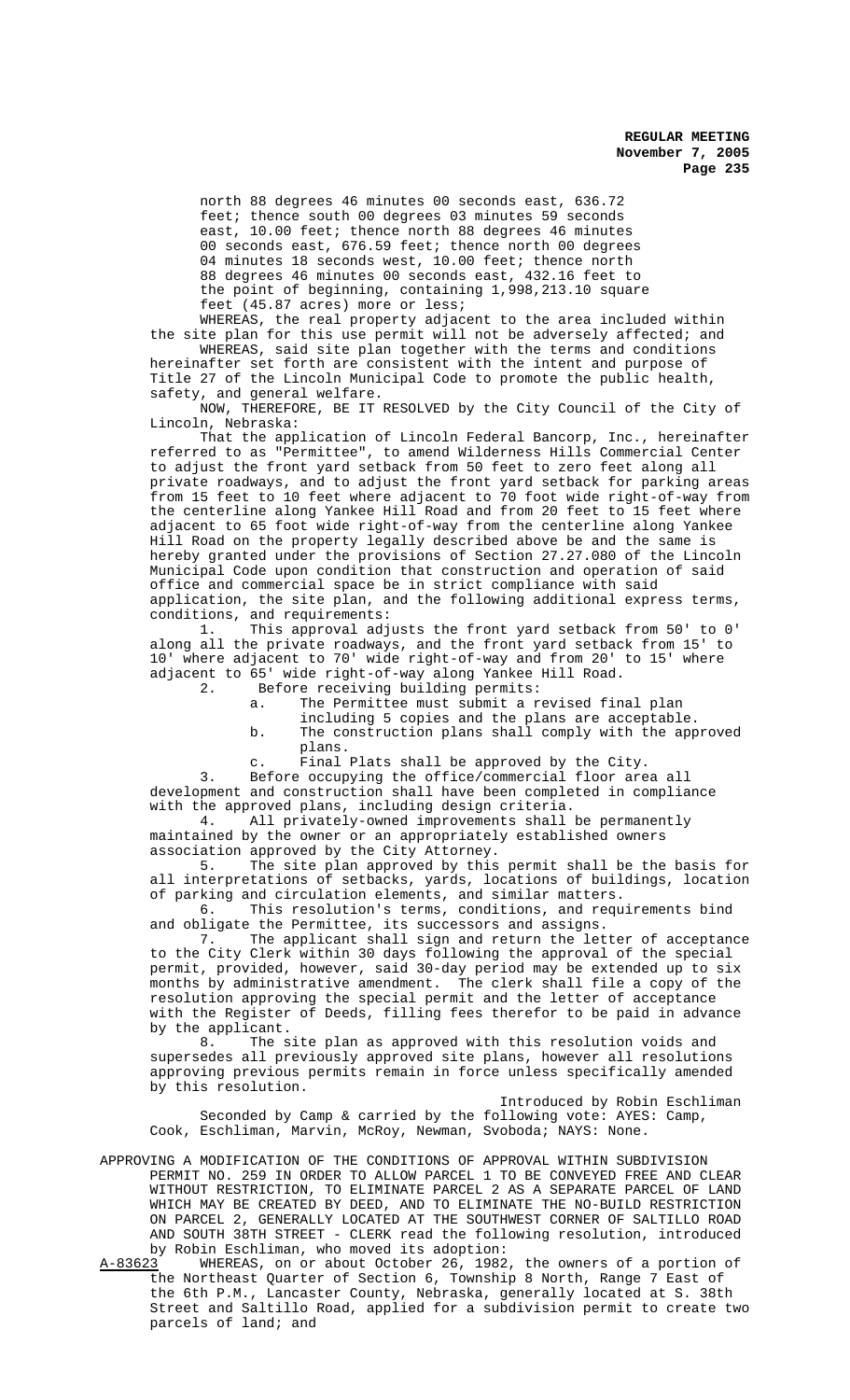north 88 degrees 46 minutes 00 seconds east, 636.72 feet; thence south 00 degrees 03 minutes 59 seconds east, 10.00 feet; thence north 88 degrees 46 minutes 00 seconds east, 676.59 feet; thence north 00 degrees 04 minutes 18 seconds west, 10.00 feet; thence north 88 degrees 46 minutes 00 seconds east, 432.16 feet to the point of beginning, containing 1,998,213.10 square feet (45.87 acres) more or less;

WHEREAS, the real property adjacent to the area included within the site plan for this use permit will not be adversely affected; and

WHEREAS, said site plan together with the terms and conditions hereinafter set forth are consistent with the intent and purpose of Title 27 of the Lincoln Municipal Code to promote the public health, safety, and general welfare.

NOW, THEREFORE, BE IT RESOLVED by the City Council of the City of Lincoln, Nebraska:

That the application of Lincoln Federal Bancorp, Inc., hereinafter referred to as "Permittee", to amend Wilderness Hills Commercial Center to adjust the front yard setback from 50 feet to zero feet along all private roadways, and to adjust the front yard setback for parking areas from 15 feet to 10 feet where adjacent to 70 foot wide right-of-way from the centerline along Yankee Hill Road and from 20 feet to 15 feet where adjacent to 65 foot wide right-of-way from the centerline along Yankee Hill Road on the property legally described above be and the same is hereby granted under the provisions of Section 27.27.080 of the Lincoln Municipal Code upon condition that construction and operation of said office and commercial space be in strict compliance with said application, the site plan, and the following additional express terms, conditions, and requirements:

1. This approval adjusts the front yard setback from 50' to 0' along all the private roadways, and the front yard setback from 15' to 10' where adjacent to 70' wide right-of-way and from 20' to 15' where adjacent to 65' wide right-of-way along Yankee Hill Road.

2. Before receiving building permits:
   a. The Permittee must submit a revised final plan including 5 copies and the plans are acceptable.
   b. The construction plans shall comply with the approved plans.
   c. Final Plats shall be approved by the City.

3. Before occupying the office/commercial floor area all development and construction shall have been completed in compliance with the approved plans, including design criteria.

4. All privately-owned improvements shall be permanently maintained by the owner or an appropriately established owners association approved by the City Attorney.

5. The site plan approved by this permit shall be the basis for all interpretations of setbacks, yards, locations of buildings, location of parking and circulation elements, and similar matters.

6. This resolution's terms, conditions, and requirements bind and obligate the Permittee, its successors and assigns.

7. The applicant shall sign and return the letter of acceptance to the City Clerk within 30 days following the approval of the special permit, provided, however, said 30-day period may be extended up to six months by administrative amendment. The clerk shall file a copy of the resolution approving the special permit and the letter of acceptance with the Register of Deeds, filling fees therefor to be paid in advance by the applicant.

8. The site plan as approved with this resolution voids and supersedes all previously approved site plans, however all resolutions approving previous permits remain in force unless specifically amended by this resolution.

Introduced by Robin Eschliman

Seconded by Camp & carried by the following vote: AYES: Camp, Cook, Eschliman, Marvin, McRoy, Newman, Svoboda; NAYS: None.

APPROVING A MODIFICATION OF THE CONDITIONS OF APPROVAL WITHIN SUBDIVISION PERMIT NO. 259 IN ORDER TO ALLOW PARCEL 1 TO BE CONVEYED FREE AND CLEAR WITHOUT RESTRICTION, TO ELIMINATE PARCEL 2 AS A SEPARATE PARCEL OF LAND WHICH MAY BE CREATED BY DEED, AND TO ELIMINATE THE NO-BUILD RESTRICTION ON PARCEL 2, GENERALLY LOCATED AT THE SOUTHWEST CORNER OF SALTILLO ROAD AND SOUTH 38TH STREET - CLERK read the following resolution, introduced by Robin Eschliman, who moved its adoption:

A-83623 WHEREAS, on or about October 26, 1982, the owners of a portion of the Northeast Quarter of Section 6, Township 8 North, Range 7 East of the 6th P.M., Lancaster County, Nebraska, generally located at S. 38th Street and Saltillo Road, applied for a subdivision permit to create two parcels of land; and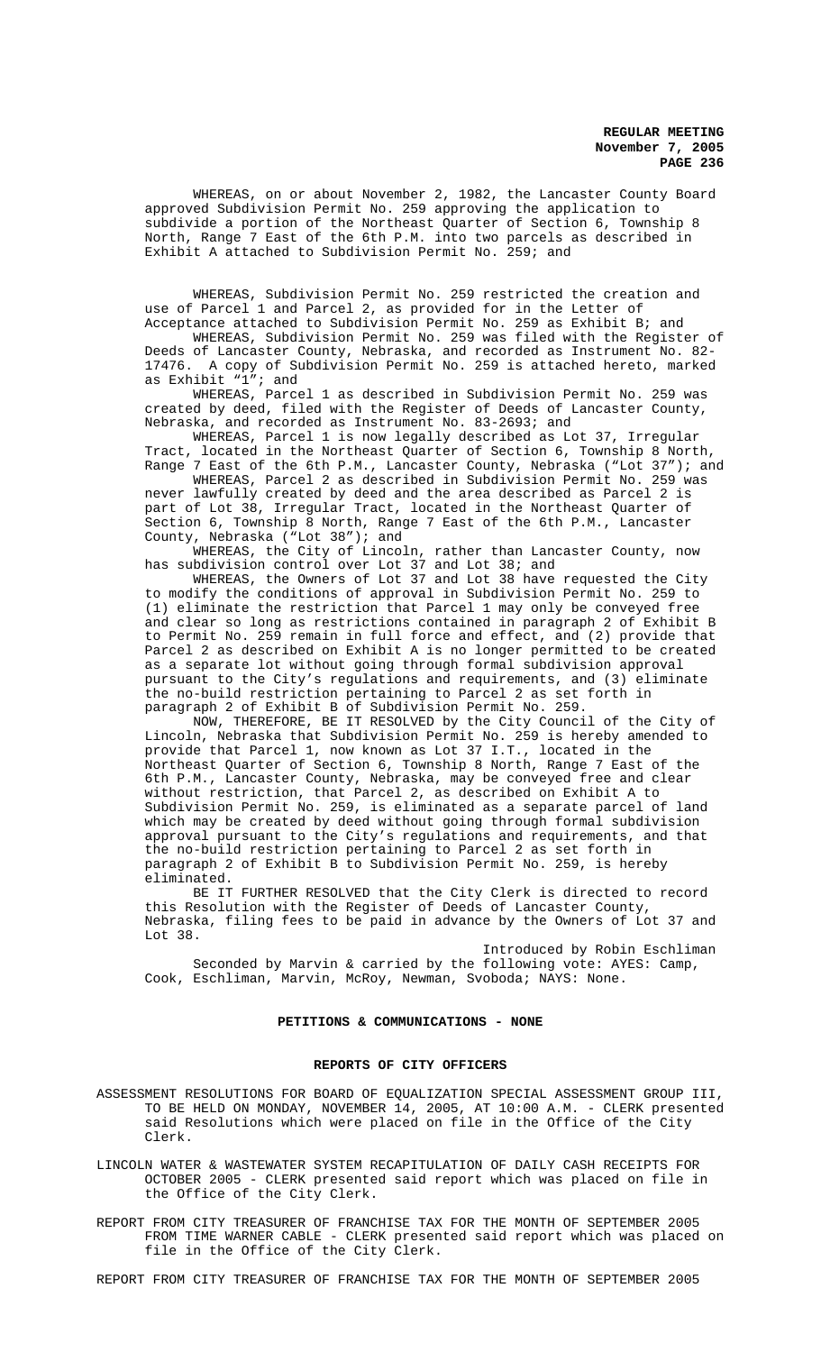WHEREAS, on or about November 2, 1982, the Lancaster County Board approved Subdivision Permit No. 259 approving the application to subdivide a portion of the Northeast Quarter of Section 6, Township 8 North, Range 7 East of the 6th P.M. into two parcels as described in Exhibit A attached to Subdivision Permit No. 259; and

WHEREAS, Subdivision Permit No. 259 restricted the creation and use of Parcel 1 and Parcel 2, as provided for in the Letter of Acceptance attached to Subdivision Permit No. 259 as Exhibit B; and

WHEREAS, Subdivision Permit No. 259 was filed with the Register of Deeds of Lancaster County, Nebraska, and recorded as Instrument No. 82-17476. A copy of Subdivision Permit No. 259 is attached hereto, marked as Exhibit "1"; and

WHEREAS, Parcel 1 as described in Subdivision Permit No. 259 was created by deed, filed with the Register of Deeds of Lancaster County, Nebraska, and recorded as Instrument No. 83-2693; and

WHEREAS, Parcel 1 is now legally described as Lot 37, Irregular Tract, located in the Northeast Quarter of Section 6, Township 8 North, Range 7 East of the 6th P.M., Lancaster County, Nebraska ("Lot 37"); and

WHEREAS, Parcel 2 as described in Subdivision Permit No. 259 was never lawfully created by deed and the area described as Parcel 2 is part of Lot 38, Irregular Tract, located in the Northeast Quarter of Section 6, Township 8 North, Range 7 East of the 6th P.M., Lancaster County, Nebraska ("Lot 38"); and

WHEREAS, the City of Lincoln, rather than Lancaster County, now has subdivision control over Lot 37 and Lot 38; and

WHEREAS, the Owners of Lot 37 and Lot 38 have requested the City to modify the conditions of approval in Subdivision Permit No. 259 to (1) eliminate the restriction that Parcel 1 may only be conveyed free and clear so long as restrictions contained in paragraph 2 of Exhibit B to Permit No. 259 remain in full force and effect, and (2) provide that Parcel 2 as described on Exhibit A is no longer permitted to be created as a separate lot without going through formal subdivision approval pursuant to the City's regulations and requirements, and (3) eliminate the no-build restriction pertaining to Parcel 2 as set forth in paragraph 2 of Exhibit B of Subdivision Permit No. 259.

NOW, THEREFORE, BE IT RESOLVED by the City Council of the City of Lincoln, Nebraska that Subdivision Permit No. 259 is hereby amended to provide that Parcel 1, now known as Lot 37 I.T., located in the Northeast Quarter of Section 6, Township 8 North, Range 7 East of the 6th P.M., Lancaster County, Nebraska, may be conveyed free and clear without restriction, that Parcel 2, as described on Exhibit A to Subdivision Permit No. 259, is eliminated as a separate parcel of land which may be created by deed without going through formal subdivision approval pursuant to the City's regulations and requirements, and that the no-build restriction pertaining to Parcel 2 as set forth in paragraph 2 of Exhibit B to Subdivision Permit No. 259, is hereby eliminated.

BE IT FURTHER RESOLVED that the City Clerk is directed to record this Resolution with the Register of Deeds of Lancaster County, Nebraska, filing fees to be paid in advance by the Owners of Lot 37 and Lot 38.

Introduced by Robin Eschliman

Seconded by Marvin & carried by the following vote: AYES: Camp, Cook, Eschliman, Marvin, McRoy, Newman, Svoboda; NAYS: None.

## PETITIONS & COMMUNICATIONS - NONE

## REPORTS OF CITY OFFICERS

ASSESSMENT RESOLUTIONS FOR BOARD OF EQUALIZATION SPECIAL ASSESSMENT GROUP III, TO BE HELD ON MONDAY, NOVEMBER 14, 2005, AT 10:00 A.M. - CLERK presented said Resolutions which were placed on file in the Office of the City Clerk.

LINCOLN WATER & WASTEWATER SYSTEM RECAPITULATION OF DAILY CASH RECEIPTS FOR OCTOBER 2005 - CLERK presented said report which was placed on file in the Office of the City Clerk.

REPORT FROM CITY TREASURER OF FRANCHISE TAX FOR THE MONTH OF SEPTEMBER 2005 FROM TIME WARNER CABLE - CLERK presented said report which was placed on file in the Office of the City Clerk.

REPORT FROM CITY TREASURER OF FRANCHISE TAX FOR THE MONTH OF SEPTEMBER 2005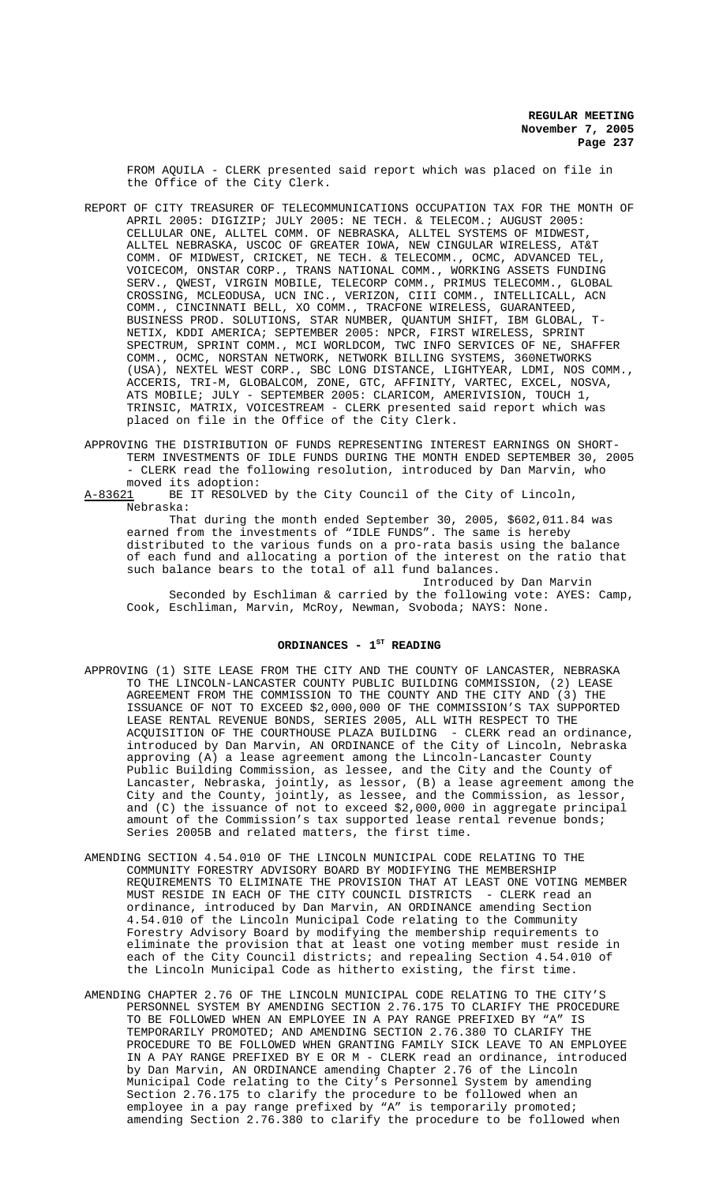FROM AQUILA - CLERK presented said report which was placed on file in the Office of the City Clerk.

REPORT OF CITY TREASURER OF TELECOMMUNICATIONS OCCUPATION TAX FOR THE MONTH OF APRIL 2005: DIGIZIP; JULY 2005: NE TECH. & TELECOM.; AUGUST 2005: CELLULAR ONE, ALLTEL COMM. OF NEBRASKA, ALLTEL SYSTEMS OF MIDWEST, ALLTEL NEBRASKA, USCOC OF GREATER IOWA, NEW CINGULAR WIRELESS, AT&T COMM. OF MIDWEST, CRICKET, NE TECH. & TELECOMM., OCMC, ADVANCED TEL, VOICECOM, ONSTAR CORP., TRANS NATIONAL COMM., WORKING ASSETS FUNDING SERV., QWEST, VIRGIN MOBILE, TELECORP COMM., PRIMUS TELECOMM., GLOBAL CROSSING, MCLEODUSA, UCN INC., VERIZON, CIII COMM., INTELLICALL, ACN COMM., CINCINNATI BELL, XO COMM., TRACFONE WIRELESS, GUARANTEED, BUSINESS PROD. SOLUTIONS, STAR NUMBER, QUANTUM SHIFT, IBM GLOBAL, T-NETIX, KDDI AMERICA; SEPTEMBER 2005: NPCR, FIRST WIRELESS, SPRINT SPECTRUM, SPRINT COMM., MCI WORLDCOM, TWC INFO SERVICES OF NE, SHAFFER COMM., OCMC, NORSTAN NETWORK, NETWORK BILLING SYSTEMS, 360NETWORKS (USA), NEXTEL WEST CORP., SBC LONG DISTANCE, LIGHTYEAR, LDMI, NOS COMM., ACCERIS, TRI-M, GLOBALCOM, ZONE, GTC, AFFINITY, VARTEC, EXCEL, NOSVA, ATS MOBILE; JULY - SEPTEMBER 2005: CLARICOM, AMERIVISION, TOUCH 1, TRINSIC, MATRIX, VOICESTREAM - CLERK presented said report which was placed on file in the Office of the City Clerk.

APPROVING THE DISTRIBUTION OF FUNDS REPRESENTING INTEREST EARNINGS ON SHORT-TERM INVESTMENTS OF IDLE FUNDS DURING THE MONTH ENDED SEPTEMBER 30, 2005 - CLERK read the following resolution, introduced by Dan Marvin, who moved its adoption:

A-83621 BE IT RESOLVED by the City Council of the City of Lincoln, Nebraska:

That during the month ended September 30, 2005, $602,011.84 was earned from the investments of "IDLE FUNDS". The same is hereby distributed to the various funds on a pro-rata basis using the balance of each fund and allocating a portion of the interest on the ratio that such balance bears to the total of all fund balances.

Introduced by Dan Marvin

Seconded by Eschliman & carried by the following vote: AYES: Camp, Cook, Eschliman, Marvin, McRoy, Newman, Svoboda; NAYS: None.

## ORDINANCES - 1ST READING

APPROVING (1) SITE LEASE FROM THE CITY AND THE COUNTY OF LANCASTER, NEBRASKA TO THE LINCOLN-LANCASTER COUNTY PUBLIC BUILDING COMMISSION, (2) LEASE AGREEMENT FROM THE COMMISSION TO THE COUNTY AND THE CITY AND (3) THE ISSUANCE OF NOT TO EXCEED $2,000,000 OF THE COMMISSION'S TAX SUPPORTED LEASE RENTAL REVENUE BONDS, SERIES 2005, ALL WITH RESPECT TO THE ACQUISITION OF THE COURTHOUSE PLAZA BUILDING - CLERK read an ordinance, introduced by Dan Marvin, AN ORDINANCE of the City of Lincoln, Nebraska approving (A) a lease agreement among the Lincoln-Lancaster County Public Building Commission, as lessee, and the City and the County of Lancaster, Nebraska, jointly, as lessor, (B) a lease agreement among the City and the County, jointly, as lessee, and the Commission, as lessor, and (C) the issuance of not to exceed $2,000,000 in aggregate principal amount of the Commission's tax supported lease rental revenue bonds; Series 2005B and related matters, the first time.

AMENDING SECTION 4.54.010 OF THE LINCOLN MUNICIPAL CODE RELATING TO THE COMMUNITY FORESTRY ADVISORY BOARD BY MODIFYING THE MEMBERSHIP REQUIREMENTS TO ELIMINATE THE PROVISION THAT AT LEAST ONE VOTING MEMBER MUST RESIDE IN EACH OF THE CITY COUNCIL DISTRICTS - CLERK read an ordinance, introduced by Dan Marvin, AN ORDINANCE amending Section 4.54.010 of the Lincoln Municipal Code relating to the Community Forestry Advisory Board by modifying the membership requirements to eliminate the provision that at least one voting member must reside in each of the City Council districts; and repealing Section 4.54.010 of the Lincoln Municipal Code as hitherto existing, the first time.

AMENDING CHAPTER 2.76 OF THE LINCOLN MUNICIPAL CODE RELATING TO THE CITY'S PERSONNEL SYSTEM BY AMENDING SECTION 2.76.175 TO CLARIFY THE PROCEDURE TO BE FOLLOWED WHEN AN EMPLOYEE IN A PAY RANGE PREFIXED BY "A" IS TEMPORARILY PROMOTED; AND AMENDING SECTION 2.76.380 TO CLARIFY THE PROCEDURE TO BE FOLLOWED WHEN GRANTING FAMILY SICK LEAVE TO AN EMPLOYEE IN A PAY RANGE PREFIXED BY E OR M - CLERK read an ordinance, introduced by Dan Marvin, AN ORDINANCE amending Chapter 2.76 of the Lincoln Municipal Code relating to the City's Personnel System by amending Section 2.76.175 to clarify the procedure to be followed when an employee in a pay range prefixed by "A" is temporarily promoted; amending Section 2.76.380 to clarify the procedure to be followed when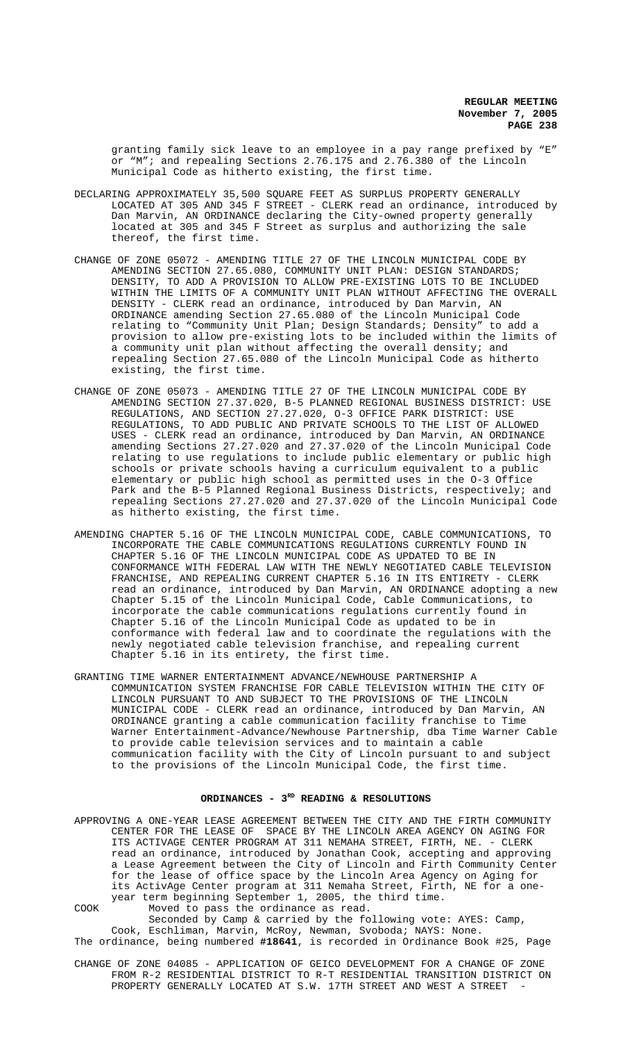granting family sick leave to an employee in a pay range prefixed by "E" or "M"; and repealing Sections 2.76.175 and 2.76.380 of the Lincoln Municipal Code as hitherto existing, the first time.

DECLARING APPROXIMATELY 35,500 SQUARE FEET AS SURPLUS PROPERTY GENERALLY LOCATED AT 305 AND 345 F STREET - CLERK read an ordinance, introduced by Dan Marvin, AN ORDINANCE declaring the City-owned property generally located at 305 and 345 F Street as surplus and authorizing the sale thereof, the first time.

CHANGE OF ZONE 05072 - AMENDING TITLE 27 OF THE LINCOLN MUNICIPAL CODE BY AMENDING SECTION 27.65.080, COMMUNITY UNIT PLAN: DESIGN STANDARDS; DENSITY, TO ADD A PROVISION TO ALLOW PRE-EXISTING LOTS TO BE INCLUDED WITHIN THE LIMITS OF A COMMUNITY UNIT PLAN WITHOUT AFFECTING THE OVERALL DENSITY - CLERK read an ordinance, introduced by Dan Marvin, AN ORDINANCE amending Section 27.65.080 of the Lincoln Municipal Code relating to "Community Unit Plan; Design Standards; Density" to add a provision to allow pre-existing lots to be included within the limits of a community unit plan without affecting the overall density; and repealing Section 27.65.080 of the Lincoln Municipal Code as hitherto existing, the first time.

CHANGE OF ZONE 05073 - AMENDING TITLE 27 OF THE LINCOLN MUNICIPAL CODE BY AMENDING SECTION 27.37.020, B-5 PLANNED REGIONAL BUSINESS DISTRICT: USE REGULATIONS, AND SECTION 27.27.020, O-3 OFFICE PARK DISTRICT: USE REGULATIONS, TO ADD PUBLIC AND PRIVATE SCHOOLS TO THE LIST OF ALLOWED USES - CLERK read an ordinance, introduced by Dan Marvin, AN ORDINANCE amending Sections 27.27.020 and 27.37.020 of the Lincoln Municipal Code relating to use regulations to include public elementary or public high schools or private schools having a curriculum equivalent to a public elementary or public high school as permitted uses in the O-3 Office Park and the B-5 Planned Regional Business Districts, respectively; and repealing Sections 27.27.020 and 27.37.020 of the Lincoln Municipal Code as hitherto existing, the first time.

AMENDING CHAPTER 5.16 OF THE LINCOLN MUNICIPAL CODE, CABLE COMMUNICATIONS, TO INCORPORATE THE CABLE COMMUNICATIONS REGULATIONS CURRENTLY FOUND IN CHAPTER 5.16 OF THE LINCOLN MUNICIPAL CODE AS UPDATED TO BE IN CONFORMANCE WITH FEDERAL LAW WITH THE NEWLY NEGOTIATED CABLE TELEVISION FRANCHISE, AND REPEALING CURRENT CHAPTER 5.16 IN ITS ENTIRETY - CLERK read an ordinance, introduced by Dan Marvin, AN ORDINANCE adopting a new Chapter 5.15 of the Lincoln Municipal Code, Cable Communications, to incorporate the cable communications regulations currently found in Chapter 5.16 of the Lincoln Municipal Code as updated to be in conformance with federal law and to coordinate the regulations with the newly negotiated cable television franchise, and repealing current Chapter 5.16 in its entirety, the first time.

GRANTING TIME WARNER ENTERTAINMENT ADVANCE/NEWHOUSE PARTNERSHIP A COMMUNICATION SYSTEM FRANCHISE FOR CABLE TELEVISION WITHIN THE CITY OF LINCOLN PURSUANT TO AND SUBJECT TO THE PROVISIONS OF THE LINCOLN MUNICIPAL CODE - CLERK read an ordinance, introduced by Dan Marvin, AN ORDINANCE granting a cable communication facility franchise to Time Warner Entertainment-Advance/Newhouse Partnership, dba Time Warner Cable to provide cable television services and to maintain a cable communication facility with the City of Lincoln pursuant to and subject to the provisions of the Lincoln Municipal Code, the first time.

## ORDINANCES - 3RD READING & RESOLUTIONS

APPROVING A ONE-YEAR LEASE AGREEMENT BETWEEN THE CITY AND THE FIRTH COMMUNITY CENTER FOR THE LEASE OF SPACE BY THE LINCOLN AREA AGENCY ON AGING FOR ITS ACTIVAGE CENTER PROGRAM AT 311 NEMAHA STREET, FIRTH, NE. - CLERK read an ordinance, introduced by Jonathan Cook, accepting and approving a Lease Agreement between the City of Lincoln and Firth Community Center for the lease of office space by the Lincoln Area Agency on Aging for its ActivAge Center program at 311 Nemaha Street, Firth, NE for a one-year term beginning September 1, 2005, the third time.

COOK Moved to pass the ordinance as read.
Seconded by Camp & carried by the following vote: AYES: Camp, Cook, Eschliman, Marvin, McRoy, Newman, Svoboda; NAYS: None.

The ordinance, being numbered **#18641**, is recorded in Ordinance Book #25, Page

CHANGE OF ZONE 04085 - APPLICATION OF GEICO DEVELOPMENT FOR A CHANGE OF ZONE FROM R-2 RESIDENTIAL DISTRICT TO R-T RESIDENTIAL TRANSITION DISTRICT ON PROPERTY GENERALLY LOCATED AT S.W. 17TH STREET AND WEST A STREET -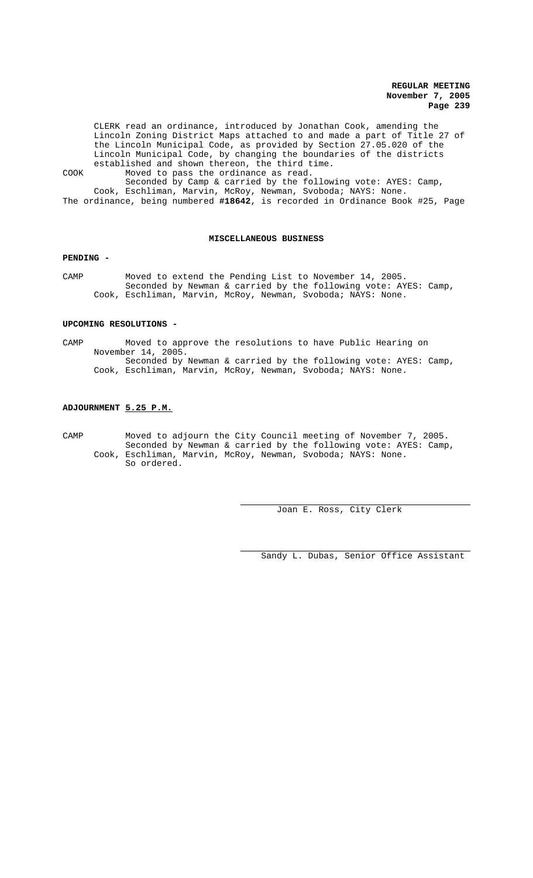CLERK read an ordinance, introduced by Jonathan Cook, amending the Lincoln Zoning District Maps attached to and made a part of Title 27 of the Lincoln Municipal Code, as provided by Section 27.05.020 of the Lincoln Municipal Code, by changing the boundaries of the districts established and shown thereon, the third time.

COOK Moved to pass the ordinance as read.
Seconded by Camp & carried by the following vote: AYES: Camp, Cook, Eschliman, Marvin, McRoy, Newman, Svoboda; NAYS: None.

The ordinance, being numbered **#18642**, is recorded in Ordinance Book #25, Page

## MISCELLANEOUS BUSINESS

**PENDING -**

CAMP Moved to extend the Pending List to November 14, 2005.
Seconded by Newman & carried by the following vote: AYES: Camp, Cook, Eschliman, Marvin, McRoy, Newman, Svoboda; NAYS: None.

**UPCOMING RESOLUTIONS -**

CAMP Moved to approve the resolutions to have Public Hearing on November 14, 2005.
Seconded by Newman & carried by the following vote: AYES: Camp, Cook, Eschliman, Marvin, McRoy, Newman, Svoboda; NAYS: None.

**ADJOURNMENT 5.25 P.M.**

CAMP Moved to adjourn the City Council meeting of November 7, 2005.
Seconded by Newman & carried by the following vote: AYES: Camp, Cook, Eschliman, Marvin, McRoy, Newman, Svoboda; NAYS: None.
So ordered.

Joan E. Ross, City Clerk

Sandy L. Dubas, Senior Office Assistant